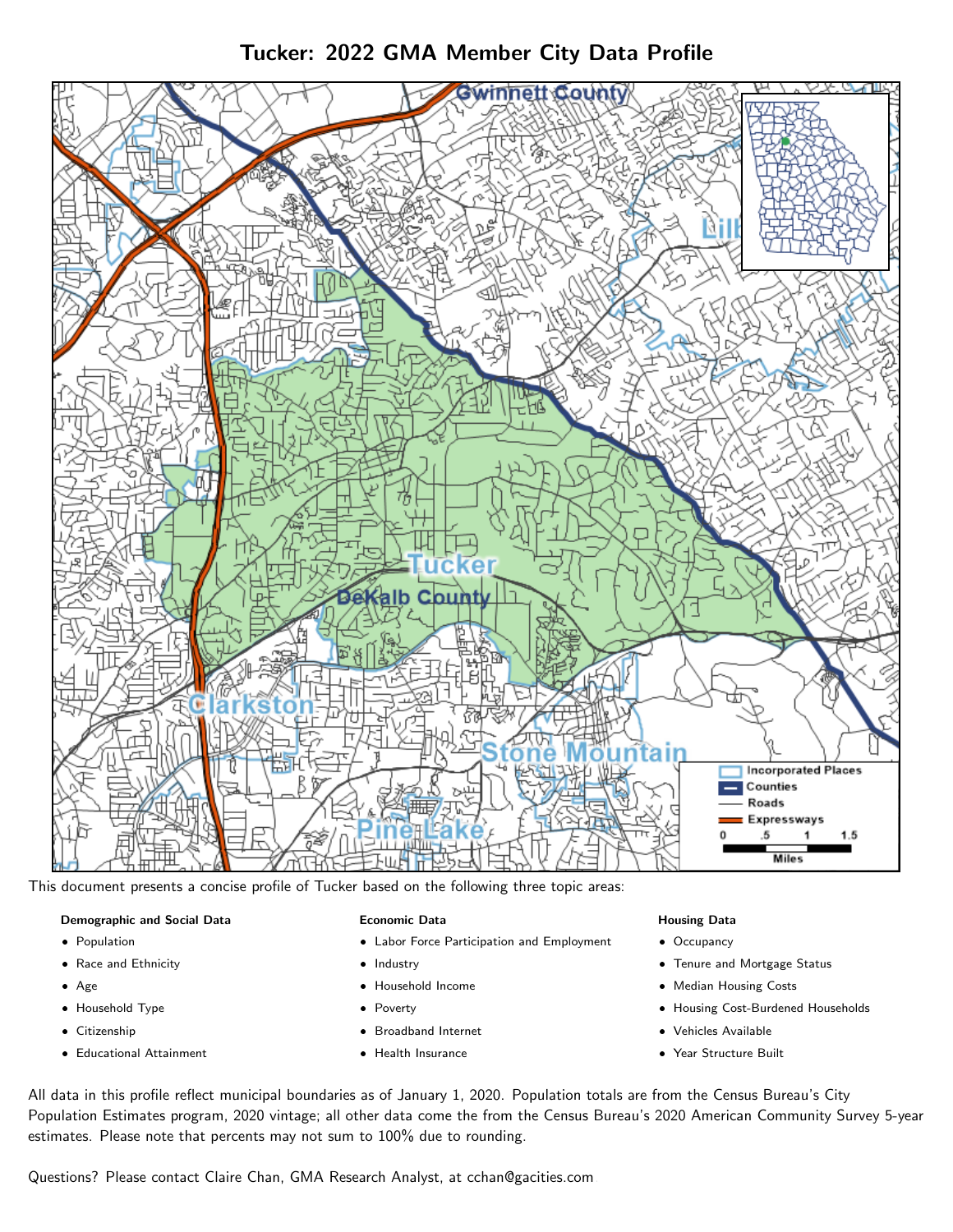# Tucker: 2022 GMA Member City Data Profile

This document presents a concise profile of Tucker based on the following three topic areas:

**Demographic and Social Data**

- Population
- Race and Ethnicity
- Age
- Household Type
- Citizenship
- Educational Attainment

**Economic Data**

- Labor Force Participation and Employment
- Industry
- Household Income
- Poverty
- Broadband Internet
- Health Insurance

**Housing Data**

- Occupancy
- Tenure and Mortgage Status
- Median Housing Costs
- Housing Cost-Burdened Households
- Vehicles Available
- Year Structure Built

All data in this profile reflect municipal boundaries as of January 1, 2020. Population totals are from the Census Bureau's City Population Estimates program, 2020 vintage; all other data come the from the Census Bureau's 2020 American Community Survey 5-year estimates. Please note that percents may not sum to 100% due to rounding.

Questions? Please contact Claire Chan, GMA Research Analyst, at cchan@gacities.com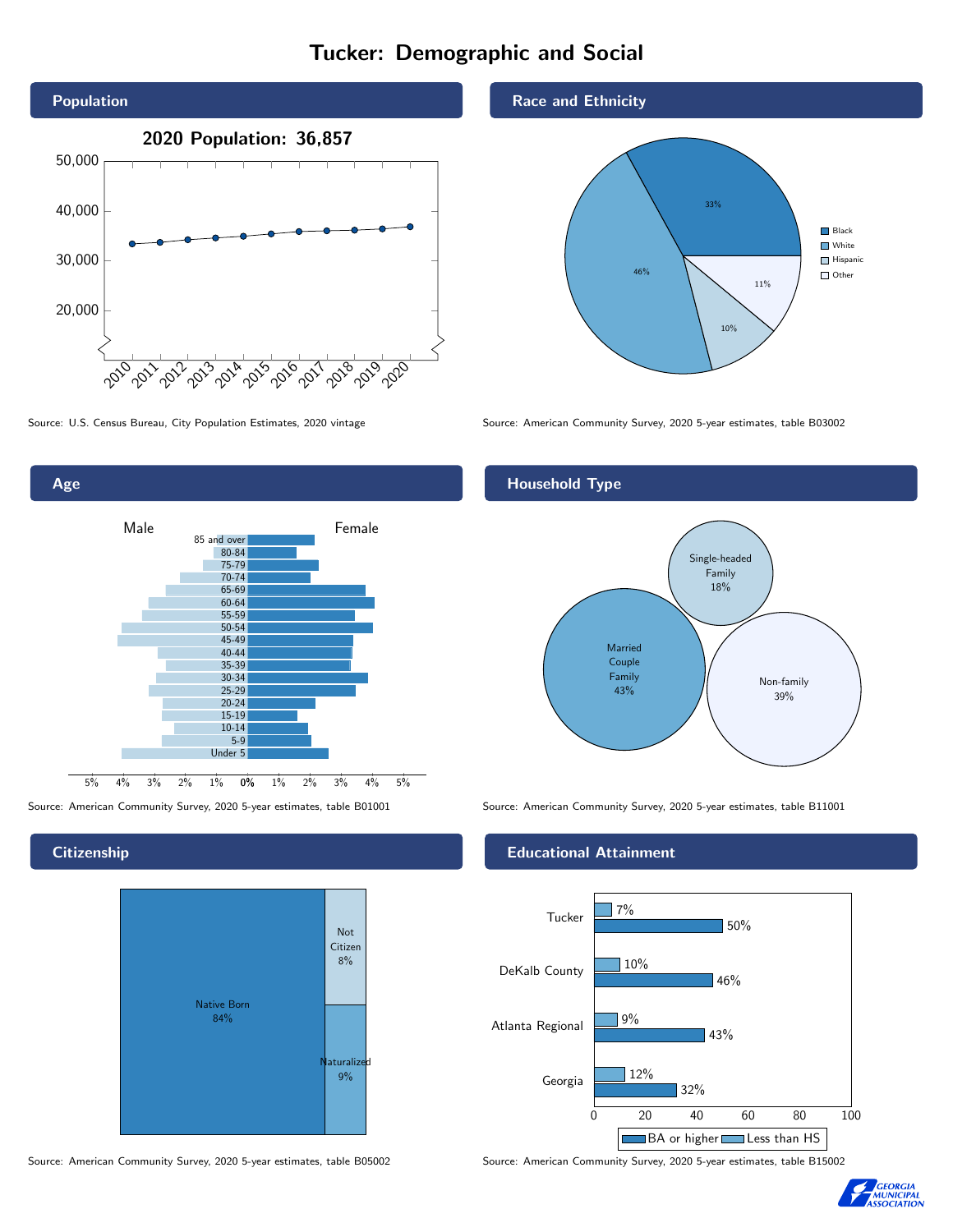# Tucker: Demographic and Social

## Population

**2020 Population: 36,857**

Source: U.S. Census Bureau, City Population Estimates, 2020 vintage

## Race and Ethnicity

| Race/Ethnicity | Percent |
|---|---|
| Black | 33% |
| White | 46% |
| Hispanic | 10% |
| Other | 11% |

Source: American Community Survey, 2020 5-year estimates, table B03002

## Age

Source: American Community Survey, 2020 5-year estimates, table B01001

## Household Type

| Household Type | Percent |
|---|---|
| Married Couple Family | 43% |
| Single-headed Family | 18% |
| Non-family | 39% |

Source: American Community Survey, 2020 5-year estimates, table B11001

## Citizenship

| Citizenship | Percent |
|---|---|
| Native Born | 84% |
| Not Citizen | 8% |
| Naturalized | 9% |

Source: American Community Survey, 2020 5-year estimates, table B05002

## Educational Attainment

| Area | Less than HS | BA or higher |
|---|---|---|
| Tucker | 7% | 50% |
| DeKalb County | 10% | 46% |
| Atlanta Regional | 9% | 43% |
| Georgia | 12% | 32% |

Source: American Community Survey, 2020 5-year estimates, table B15002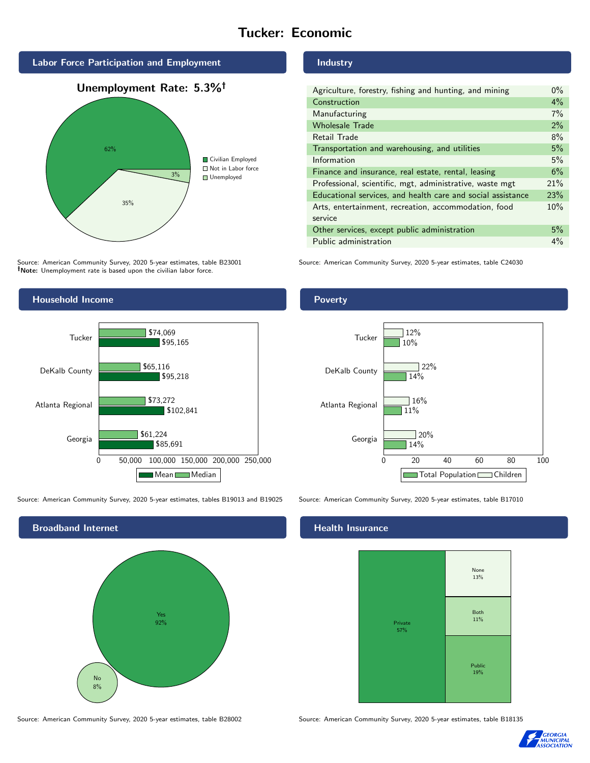# Tucker: Economic

## Labor Force Participation and Employment

**Unemployment Rate: 5.3%†**

| Category | Percent |
|---|---|
| Civilian Employed | 62% |
| Not in Labor force | 35% |
| Unemployed | 3% |

Source: American Community Survey, 2020 5-year estimates, table B23001
**†Note:** Unemployment rate is based upon the civilian labor force.

## Industry

| Industry | Percent |
|---|---|
| Agriculture, forestry, fishing and hunting, and mining | 0% |
| Construction | 4% |
| Manufacturing | 7% |
| Wholesale Trade | 2% |
| Retail Trade | 8% |
| Transportation and warehousing, and utilities | 5% |
| Information | 5% |
| Finance and insurance, real estate, rental, leasing | 6% |
| Professional, scientific, mgt, administrative, waste mgt | 21% |
| Educational services, and health care and social assistance | 23% |
| Arts, entertainment, recreation, accommodation, food service | 10% |
| Other services, except public administration | 5% |
| Public administration | 4% |

Source: American Community Survey, 2020 5-year estimates, table C24030

## Household Income

| | Median | Mean |
|---|---|---|
| Tucker | $74,069 | $95,165 |
| DeKalb County | $65,116 | $95,218 |
| Atlanta Regional | $73,272 | $102,841 |
| Georgia | $61,224 | $85,691 |

Source: American Community Survey, 2020 5-year estimates, tables B19013 and B19025

## Poverty

| | Children | Total Population |
|---|---|---|
| Tucker | 12% | 10% |
| DeKalb County | 22% | 14% |
| Atlanta Regional | 16% | 11% |
| Georgia | 20% | 14% |

Source: American Community Survey, 2020 5-year estimates, table B17010

## Broadband Internet

| | Percent |
|---|---|
| Yes | 92% |
| No | 8% |

Source: American Community Survey, 2020 5-year estimates, table B28002

## Health Insurance

| | Percent |
|---|---|
| Private | 57% |
| Public | 19% |
| Both | 11% |
| None | 13% |

Source: American Community Survey, 2020 5-year estimates, table B18135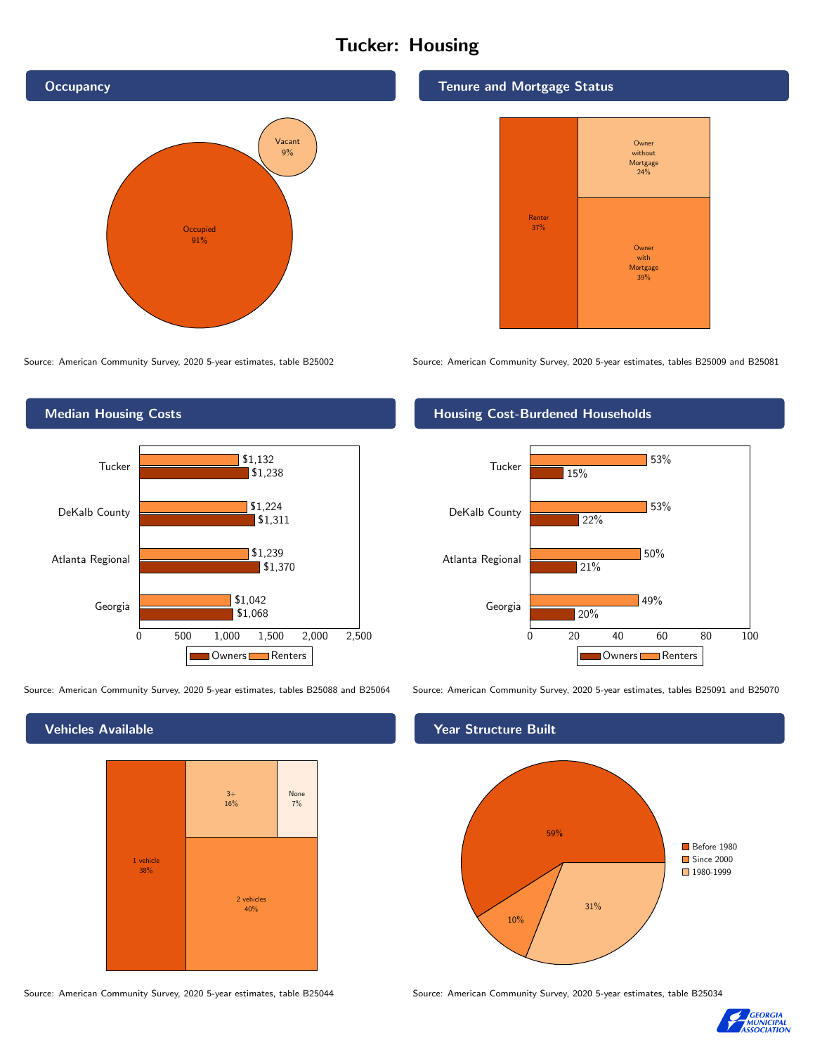# Tucker: Housing

## Occupancy

Vacant
9%

Occupied
91%

Source: American Community Survey, 2020 5-year estimates, table B25002

## Tenure and Mortgage Status

Renter
37%

Owner
without
Mortgage
24%

Owner
with
Mortgage
39%

Source: American Community Survey, 2020 5-year estimates, tables B25009 and B25081

## Median Housing Costs

Tucker
$1,132
$1,238

DeKalb County
$1,224
$1,311

Atlanta Regional
$1,239
$1,370

Georgia
$1,042
$1,068

0 500 1,000 1,500 2,000 2,500

Owners Renters

Source: American Community Survey, 2020 5-year estimates, tables B25088 and B25064

## Housing Cost-Burdened Households

Tucker
53%
15%

DeKalb County
53%
22%

Atlanta Regional
50%
21%

Georgia
49%
20%

0 20 40 60 80 100

Owners Renters

Source: American Community Survey, 2020 5-year estimates, tables B25091 and B25070

## Vehicles Available

1 vehicle
38%

3+
16%

None
7%

2 vehicles
40%

Source: American Community Survey, 2020 5-year estimates, table B25044

## Year Structure Built

59%

10%

31%

Before 1980
Since 2000
1980-1999

Source: American Community Survey, 2020 5-year estimates, table B25034

GEORGIA MUNICIPAL ASSOCIATION